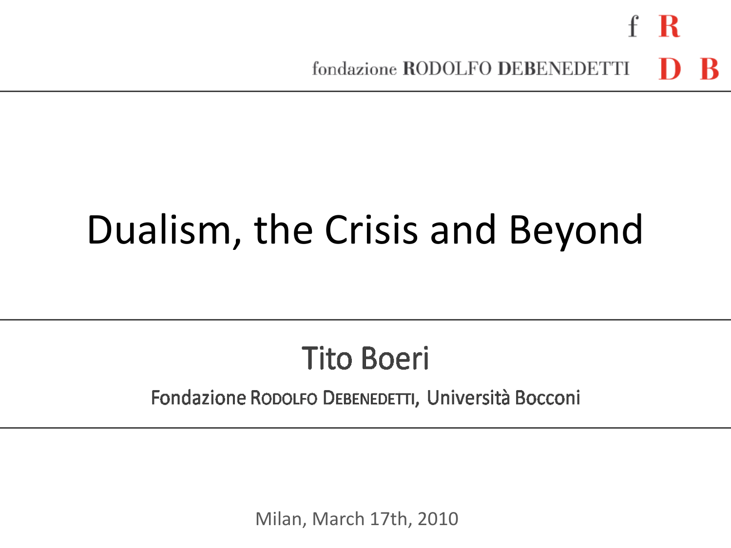fondazione RODOLFO DEBENEDETTI

# Dualism, the Crisis and Beyond

## Tito Boeri

Fondazione RODOLFO DEBENEDETTI, Università Bocconi

Milan, March 17th, 2010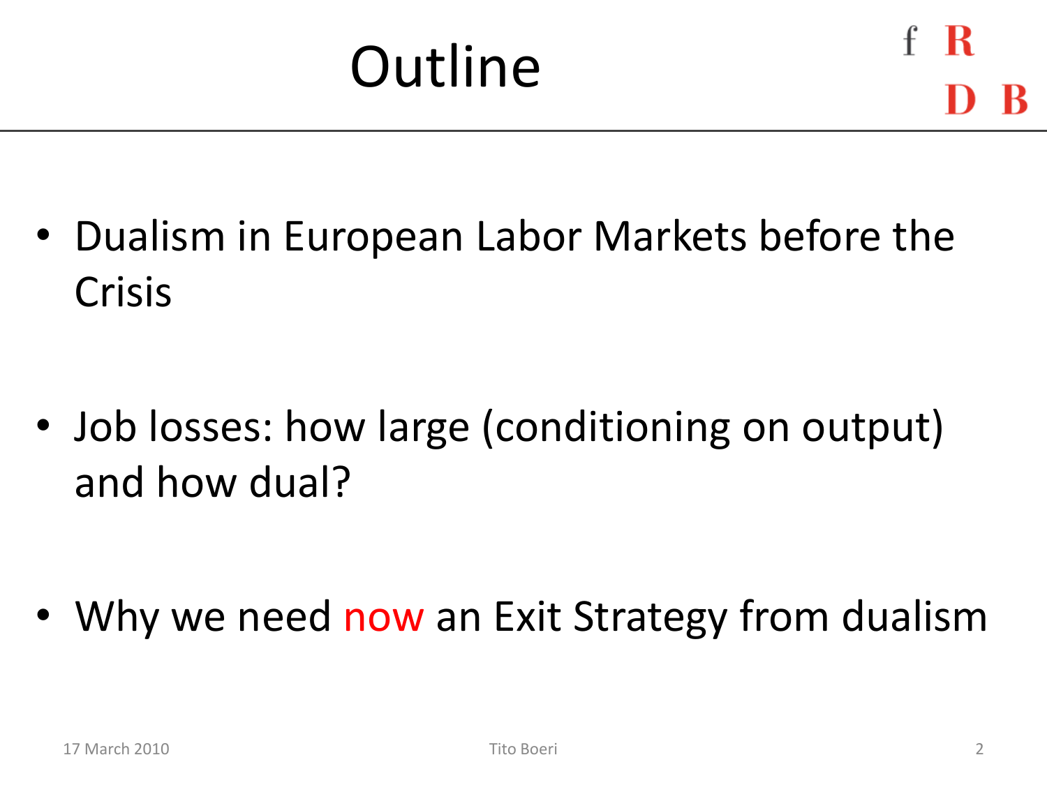# Outline

- Dualism in European Labor Markets before the Crisis
- Job losses: how large (conditioning on output) and how dual?
- Why we need now an Exit Strategy from dualism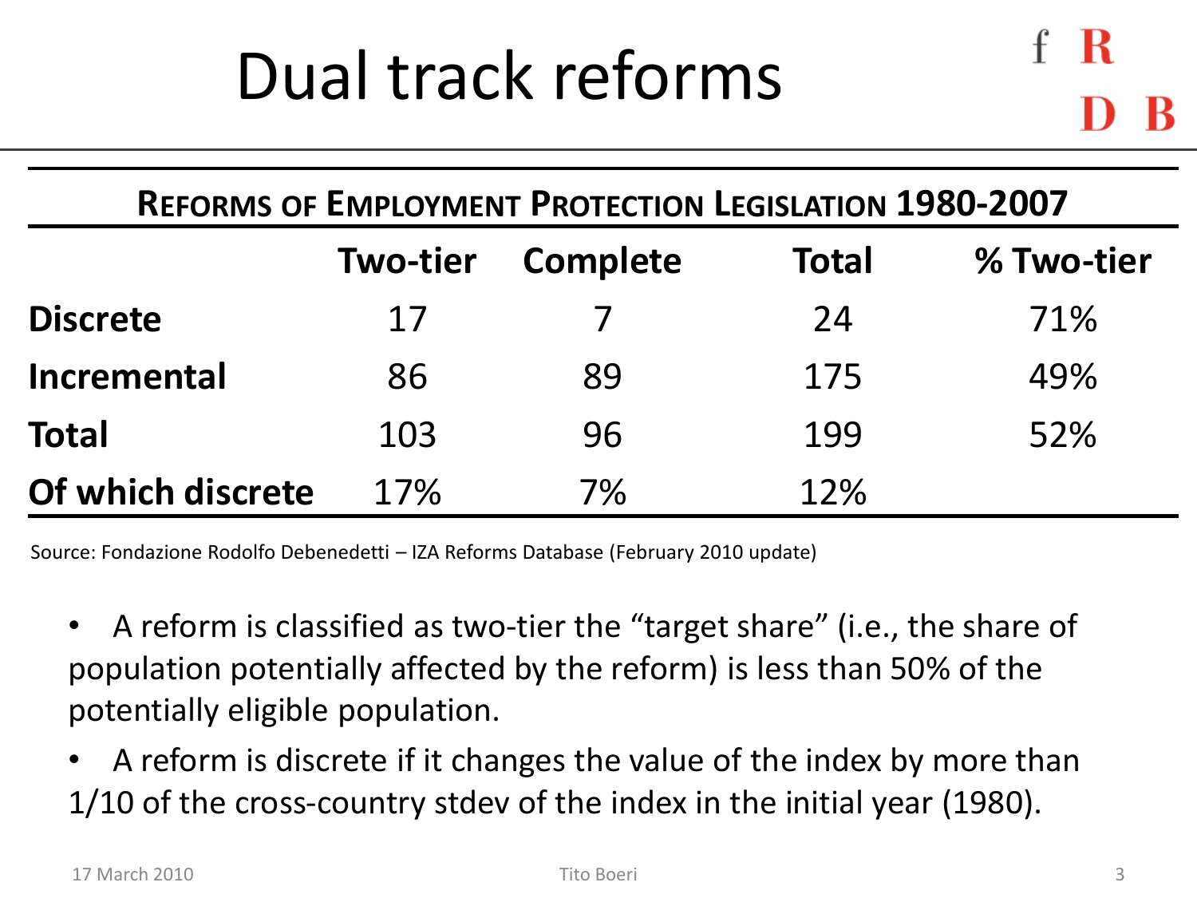# Dual track reforms

| **Reforms of Employment Protection Legislation 1980-2007** | | | | |
|---|---|---|---|---|
| | **Two-tier** | **Complete** | **Total** | **% Two-tier** |
| **Discrete** | 17 | 7 | 24 | 71% |
| **Incremental** | 86 | 89 | 175 | 49% |
| **Total** | 103 | 96 | 199 | 52% |
| **Of which discrete** | 17% | 7% | 12% | |

Source: Fondazione Rodolfo Debenedetti – IZA Reforms Database (February 2010 update)

- A reform is classified as two-tier the "target share" (i.e., the share of population potentially affected by the reform) is less than 50% of the potentially eligible population.
- A reform is discrete if it changes the value of the index by more than 1/10 of the cross-country stdev of the index in the initial year (1980).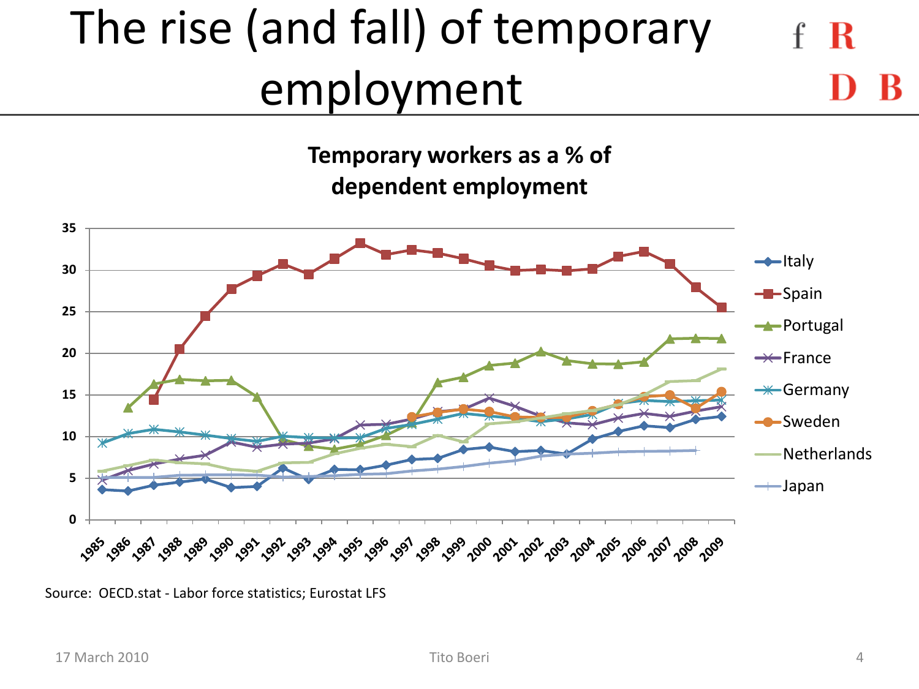# The rise (and fall) of temporary employment

**Temporary workers as a % of dependent employment**

Source: OECD.stat - Labor force statistics; Eurostat LFS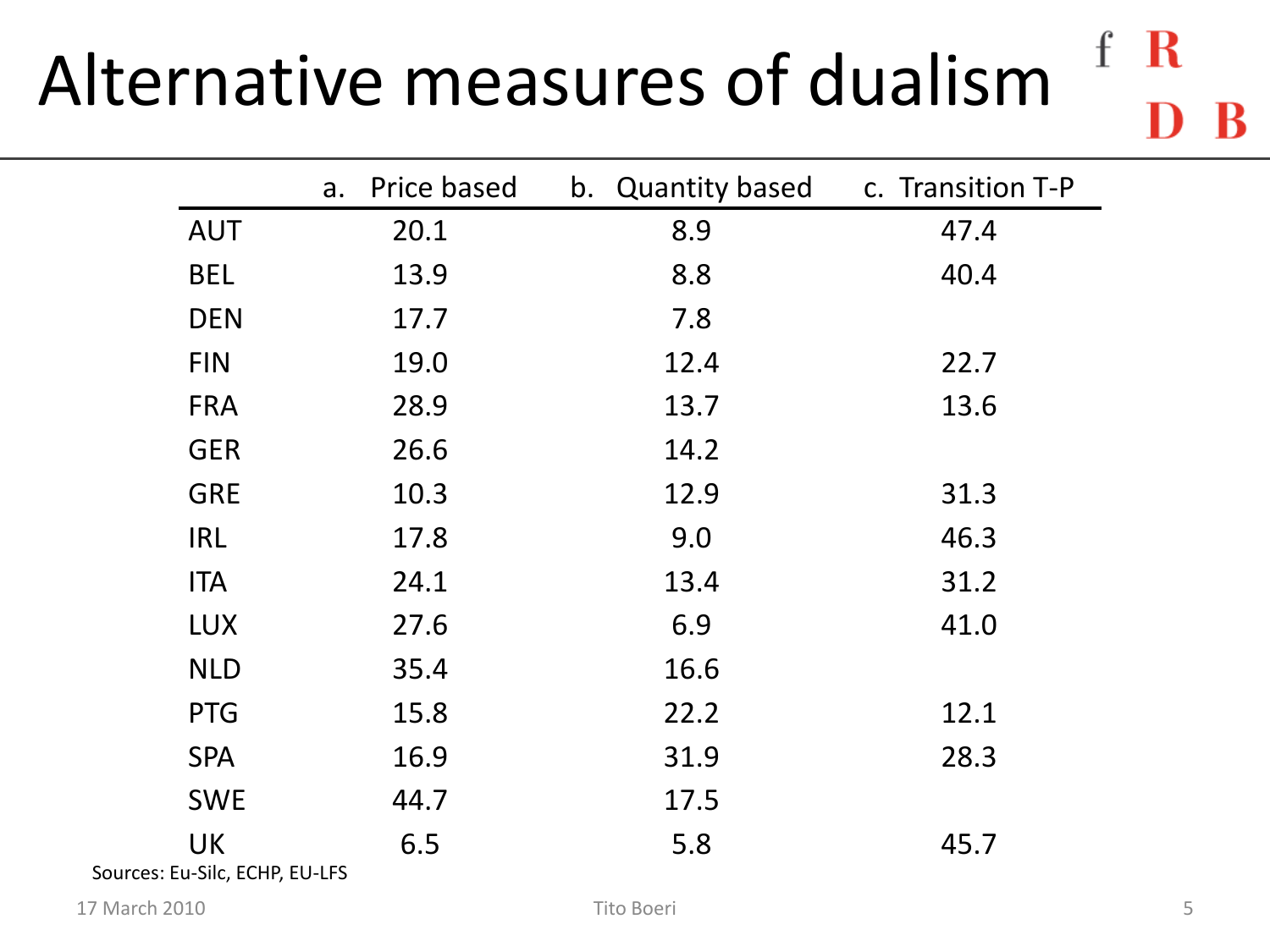# Alternative measures of dualism

| | a. Price based | b. Quantity based | c. Transition T-P |
|---|---|---|---|
| AUT | 20.1 | 8.9 | 47.4 |
| BEL | 13.9 | 8.8 | 40.4 |
| DEN | 17.7 | 7.8 | |
| FIN | 19.0 | 12.4 | 22.7 |
| FRA | 28.9 | 13.7 | 13.6 |
| GER | 26.6 | 14.2 | |
| GRE | 10.3 | 12.9 | 31.3 |
| IRL | 17.8 | 9.0 | 46.3 |
| ITA | 24.1 | 13.4 | 31.2 |
| LUX | 27.6 | 6.9 | 41.0 |
| NLD | 35.4 | 16.6 | |
| PTG | 15.8 | 22.2 | 12.1 |
| SPA | 16.9 | 31.9 | 28.3 |
| SWE | 44.7 | 17.5 | |
| UK | 6.5 | 5.8 | 45.7 |

Sources: Eu-Silc, ECHP, EU-LFS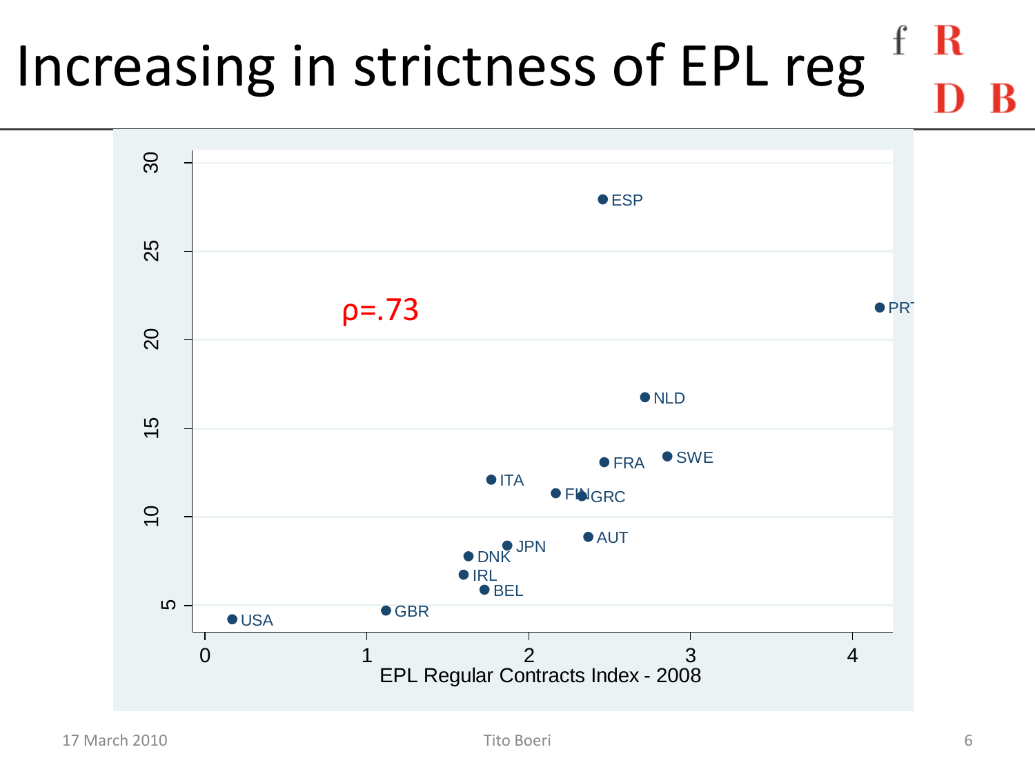# Increasing in strictness of EPL reg

$\rho$=.73

EPL Regular Contracts Index - 2008

USA, GBR, IRL, BEL, DNK, JPN, ITA, FIN, GRC, AUT, FRA, SWE, NLD, ESP, PRT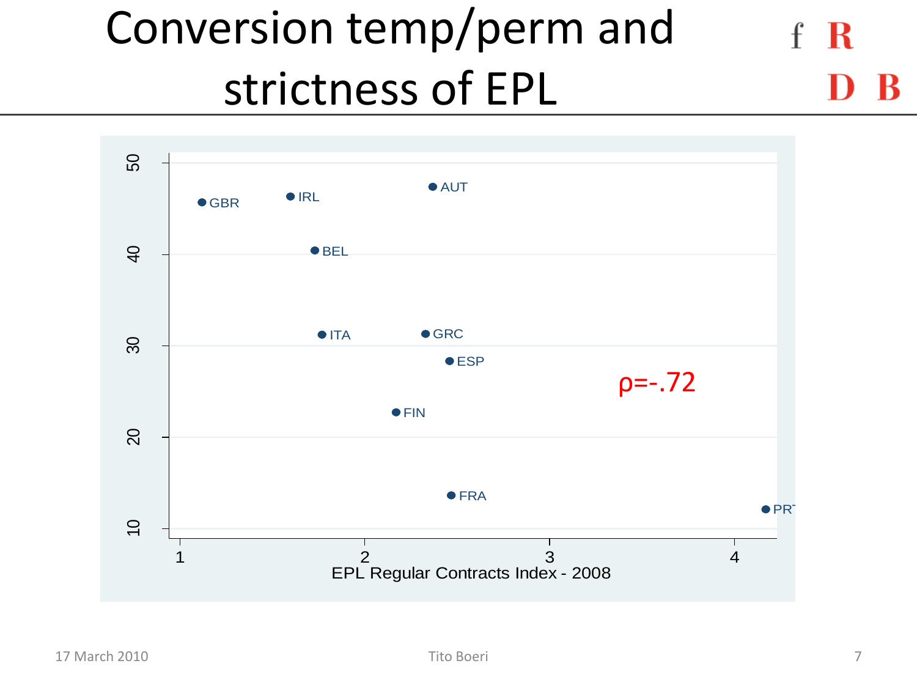# Conversion temp/perm and strictness of EPL

ρ=-.72

EPL Regular Contracts Index - 2008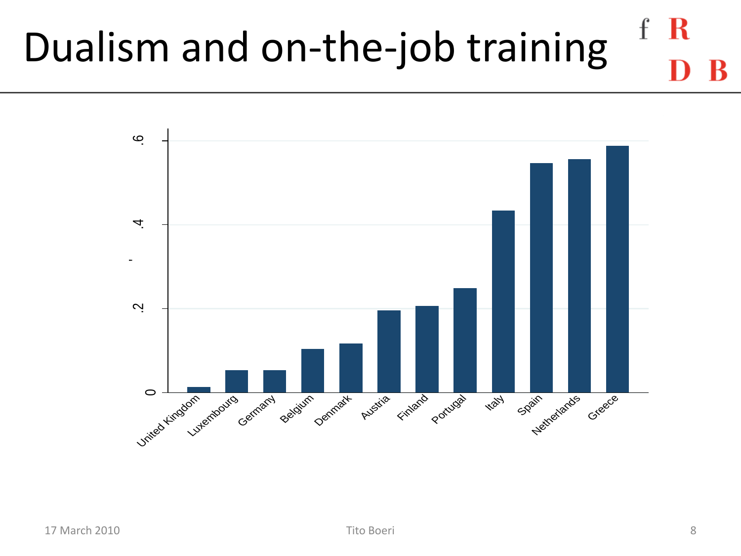# Dualism and on-the-job training

| Country | Value |
|---|---|
| United Kingdom | ~0.01 |
| Luxembourg | ~0.05 |
| Germany | ~0.05 |
| Belgium | ~0.10 |
| Denmark | ~0.12 |
| Austria | ~0.20 |
| Finland | ~0.21 |
| Portugal | ~0.25 |
| Italy | ~0.43 |
| Spain | ~0.55 |
| Netherlands | ~0.56 |
| Greece | ~0.59 |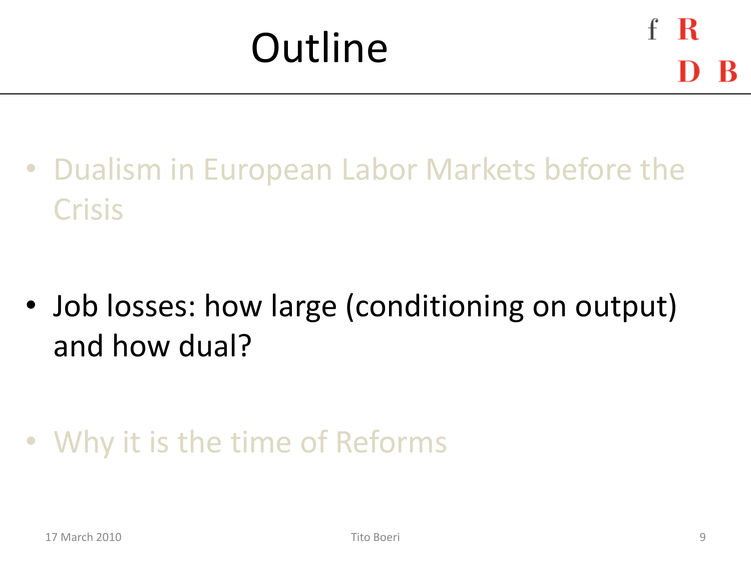# Outline

- Dualism in European Labor Markets before the Crisis

- Job losses: how large (conditioning on output) and how dual?

- Why it is the time of Reforms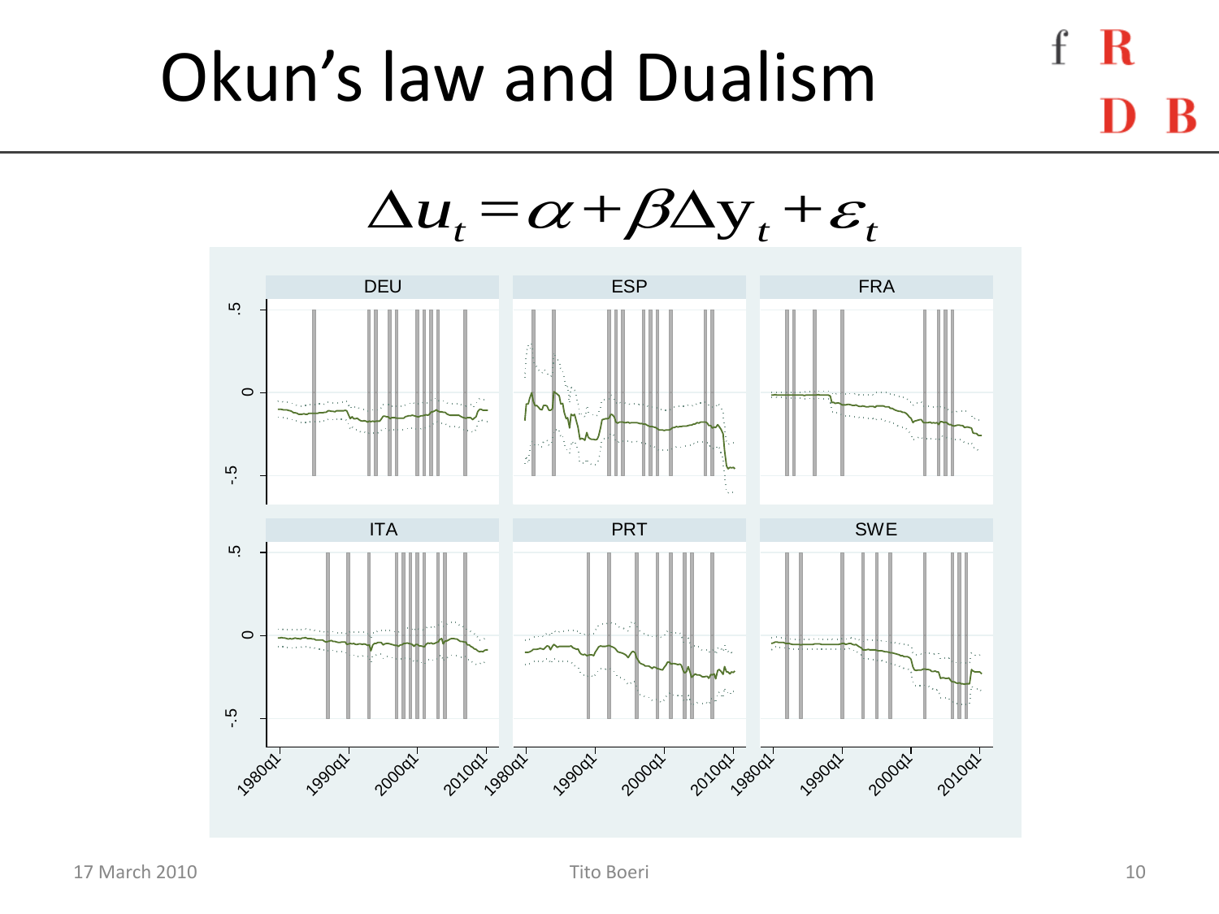# Okun's law and Dualism

$$\Delta u_t = \alpha + \beta \Delta y_t + \varepsilon_t$$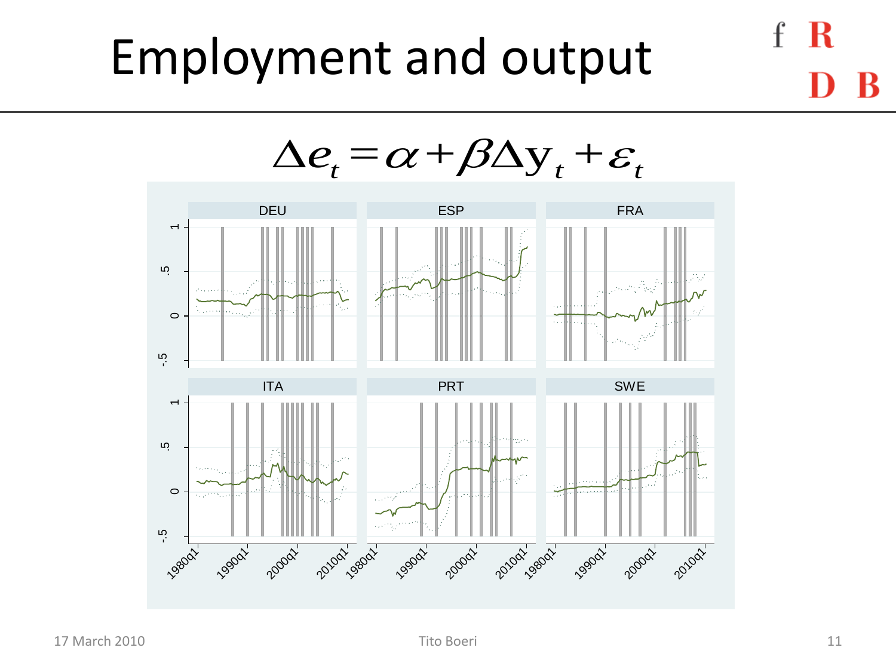# Employment and output

$$\Delta e_t = \alpha + \beta \Delta y_t + \varepsilon_t$$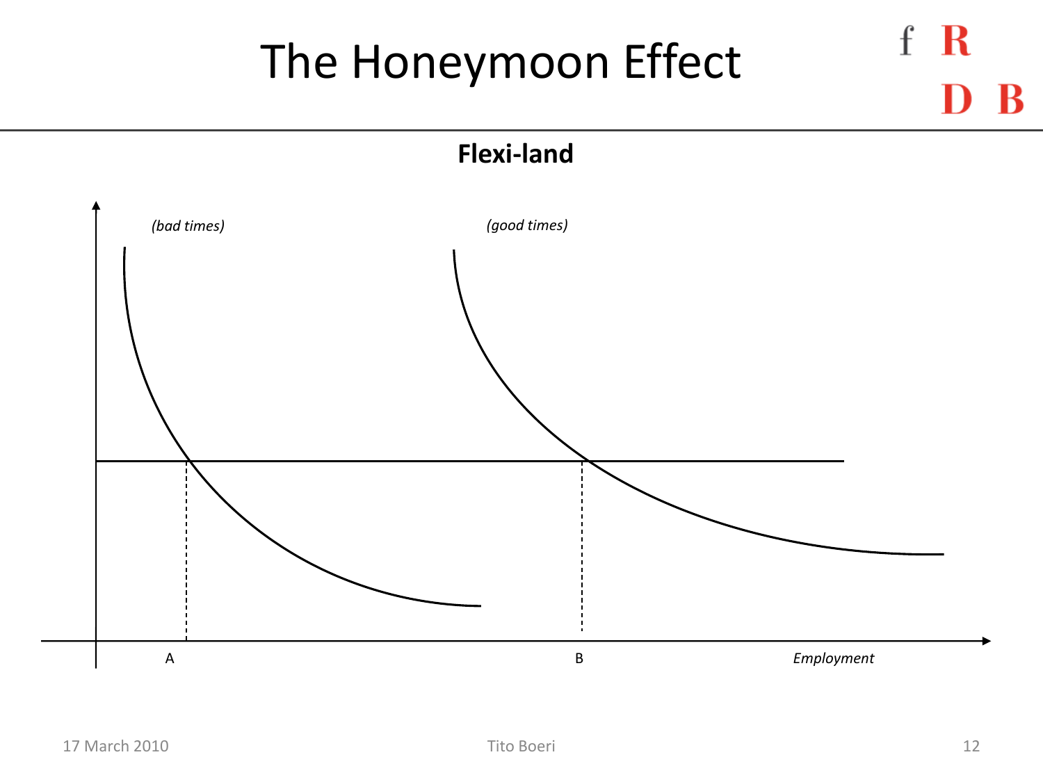# The Honeymoon Effect

**Flexi-land**

*(bad times)*

*(good times)*

A

B

*Employment*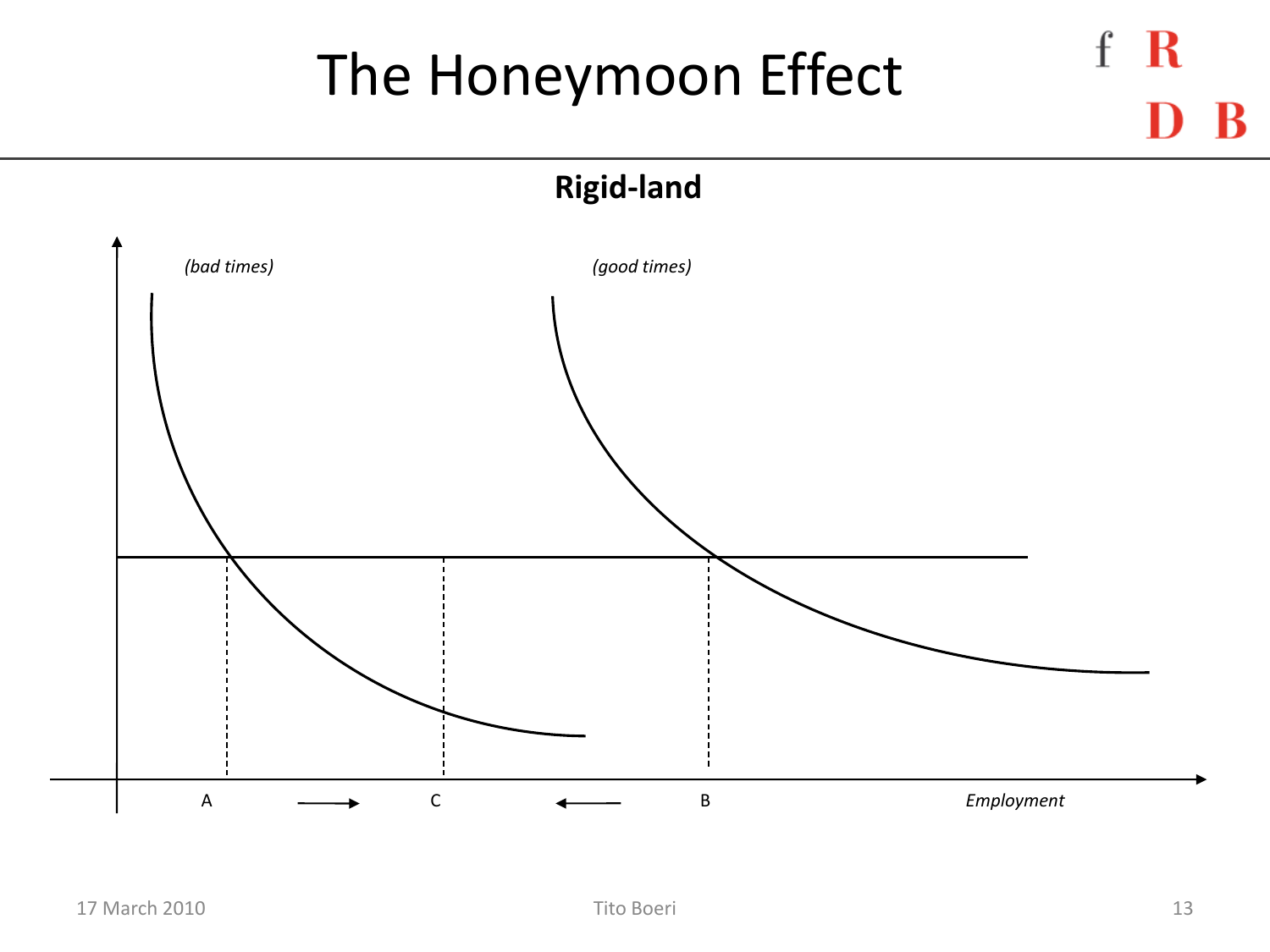# The Honeymoon Effect

## Rigid-land

(bad times)

(good times)

A → C ← B

*Employment*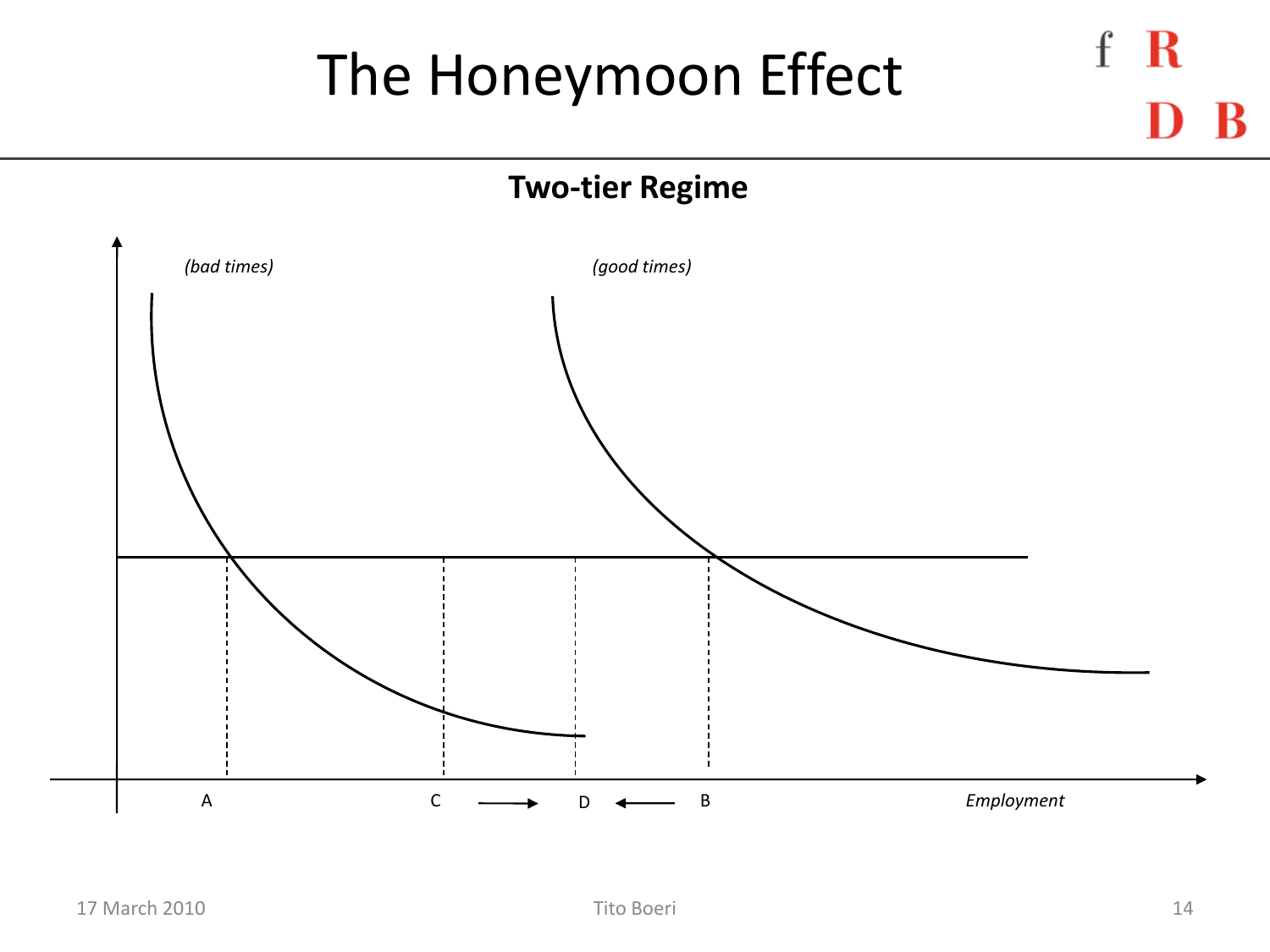# The Honeymoon Effect

**Two-tier Regime**

(bad times)

(good times)

A C → D ← B

*Employment*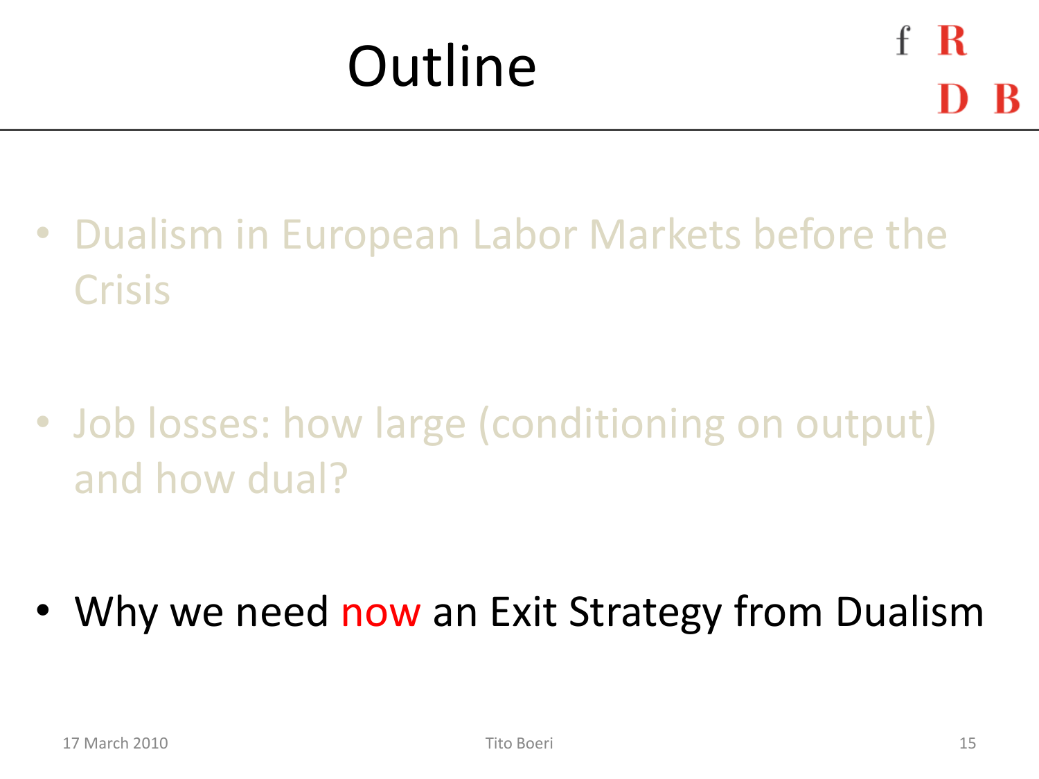# Outline

- Dualism in European Labor Markets before the Crisis
- Job losses: how large (conditioning on output) and how dual?
- Why we need now an Exit Strategy from Dualism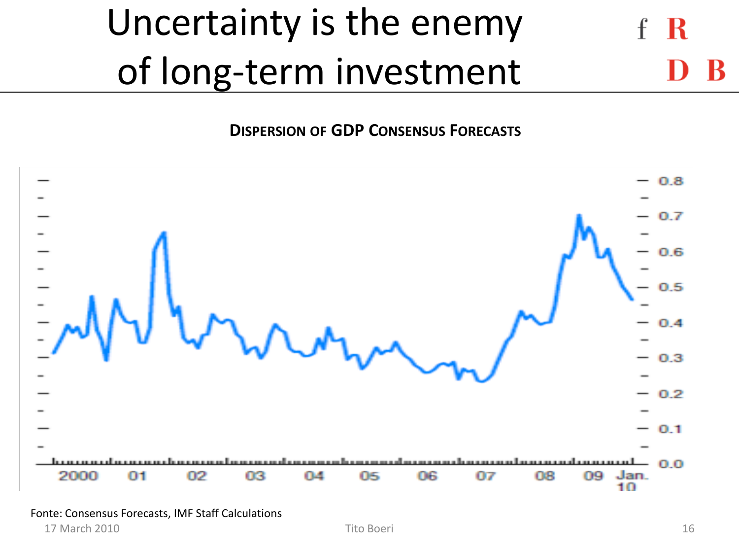# Uncertainty is the enemy of long-term investment

**DISPERSION OF GDP CONSENSUS FORECASTS**

Fonte: Consensus Forecasts, IMF Staff Calculations

17 March 2010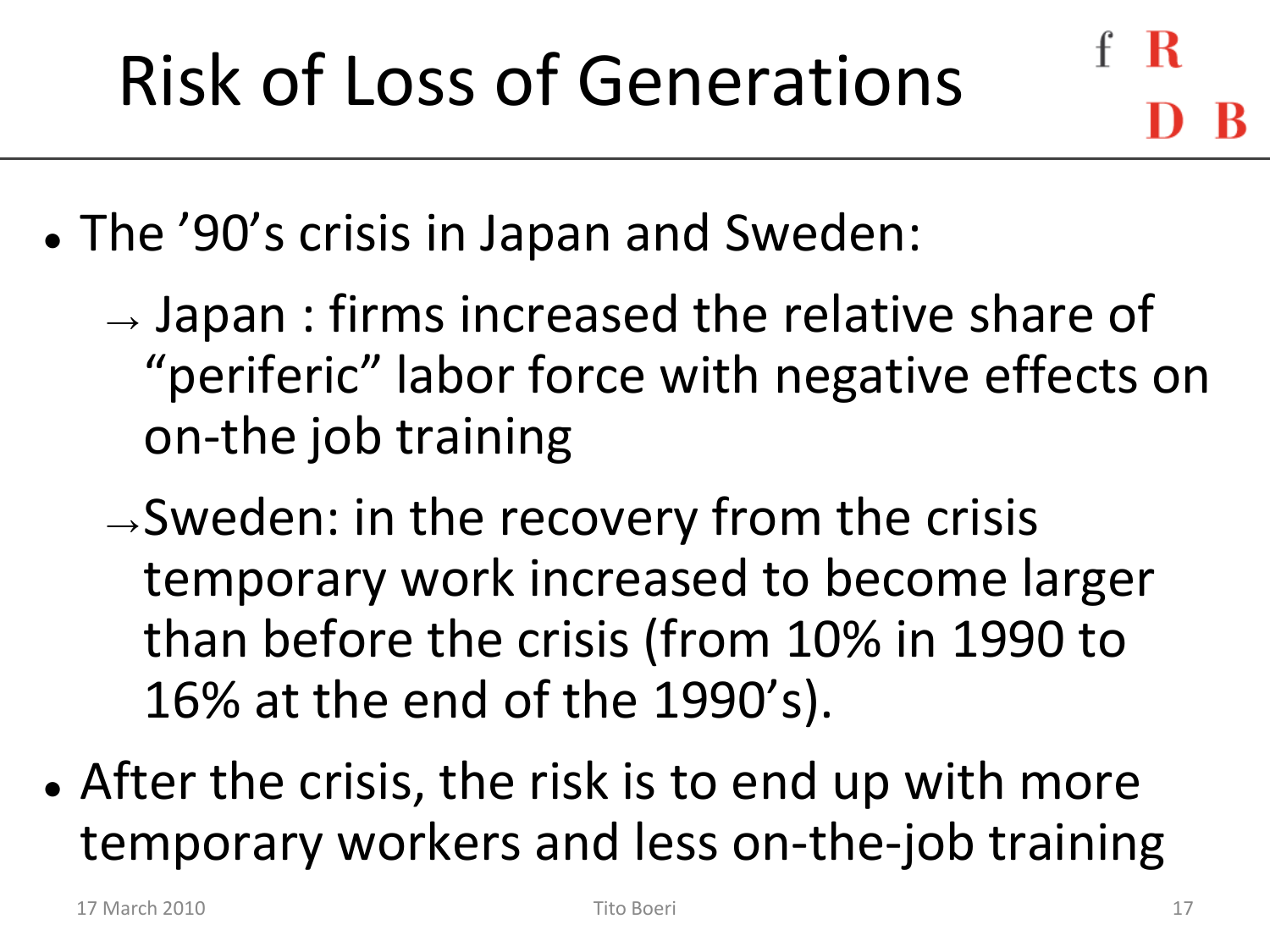# Risk of Loss of Generations

- The ’90’s crisis in Japan and Sweden:
  - → Japan : firms increased the relative share of “periferic” labor force with negative effects on on-the job training
  - → Sweden: in the recovery from the crisis temporary work increased to become larger than before the crisis (from 10% in 1990 to 16% at the end of the 1990’s).
- After the crisis, the risk is to end up with more temporary workers and less on-the-job training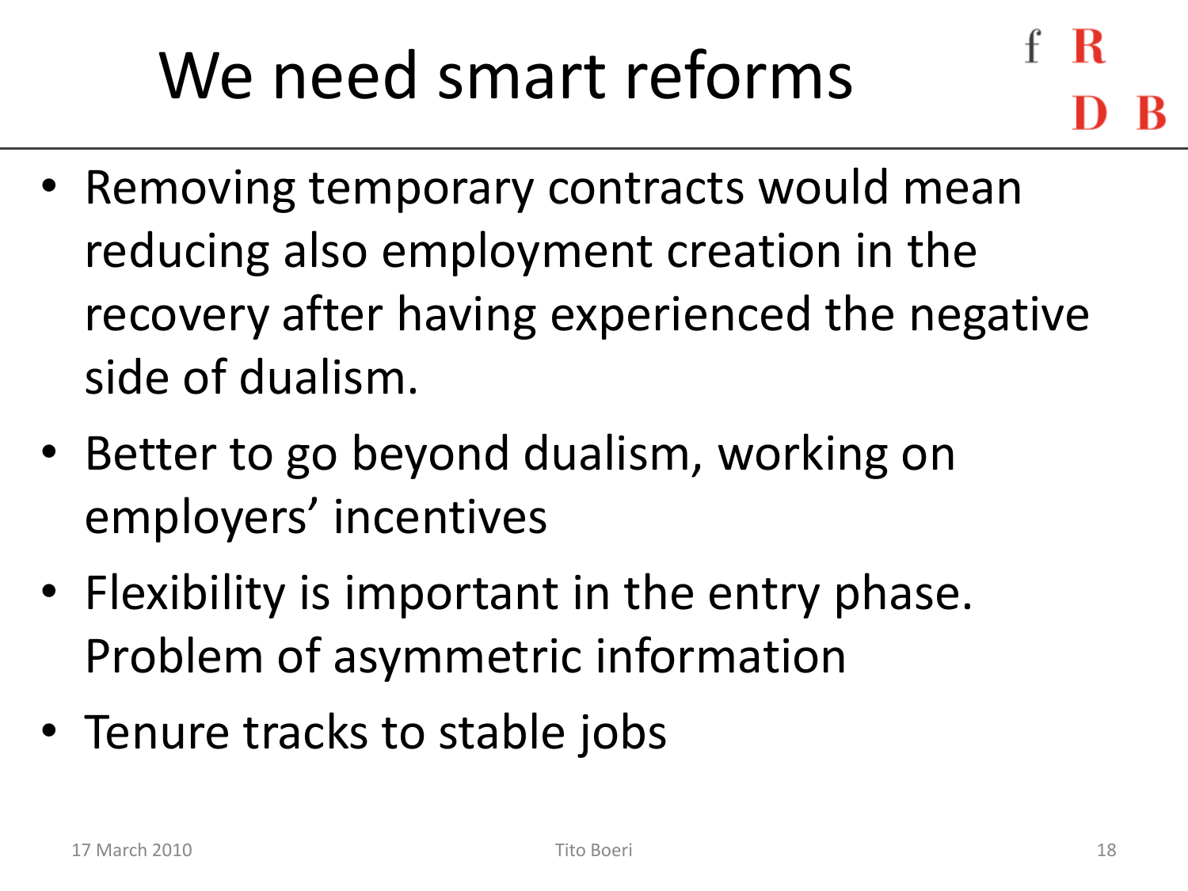# We need smart reforms

- Removing temporary contracts would mean reducing also employment creation in the recovery after having experienced the negative side of dualism.
- Better to go beyond dualism, working on employers' incentives
- Flexibility is important in the entry phase. Problem of asymmetric information
- Tenure tracks to stable jobs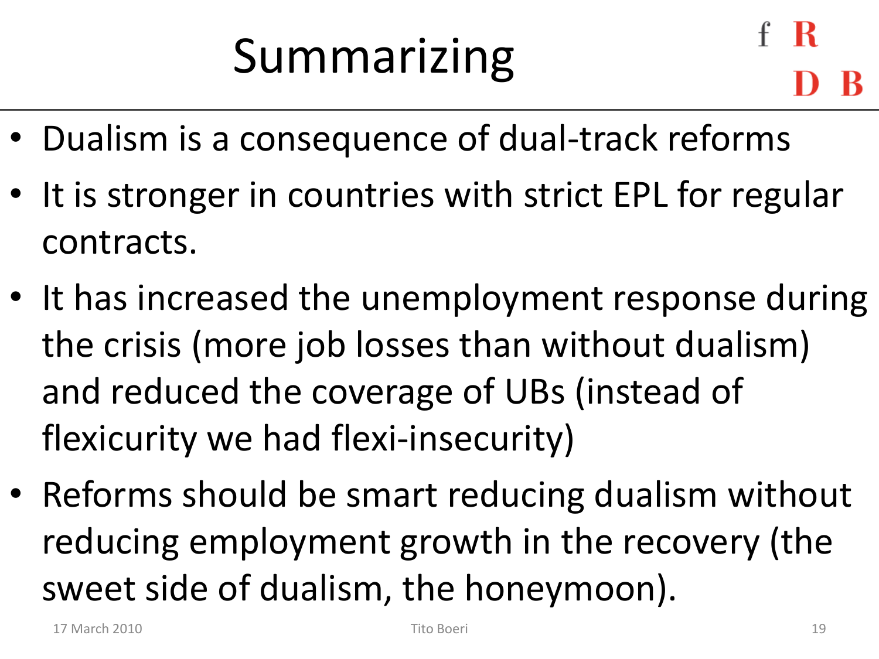# Summarizing

- Dualism is a consequence of dual-track reforms
- It is stronger in countries with strict EPL for regular contracts.
- It has increased the unemployment response during the crisis (more job losses than without dualism) and reduced the coverage of UBs (instead of flexicurity we had flexi-insecurity)
- Reforms should be smart reducing dualism without reducing employment growth in the recovery (the sweet side of dualism, the honeymoon).